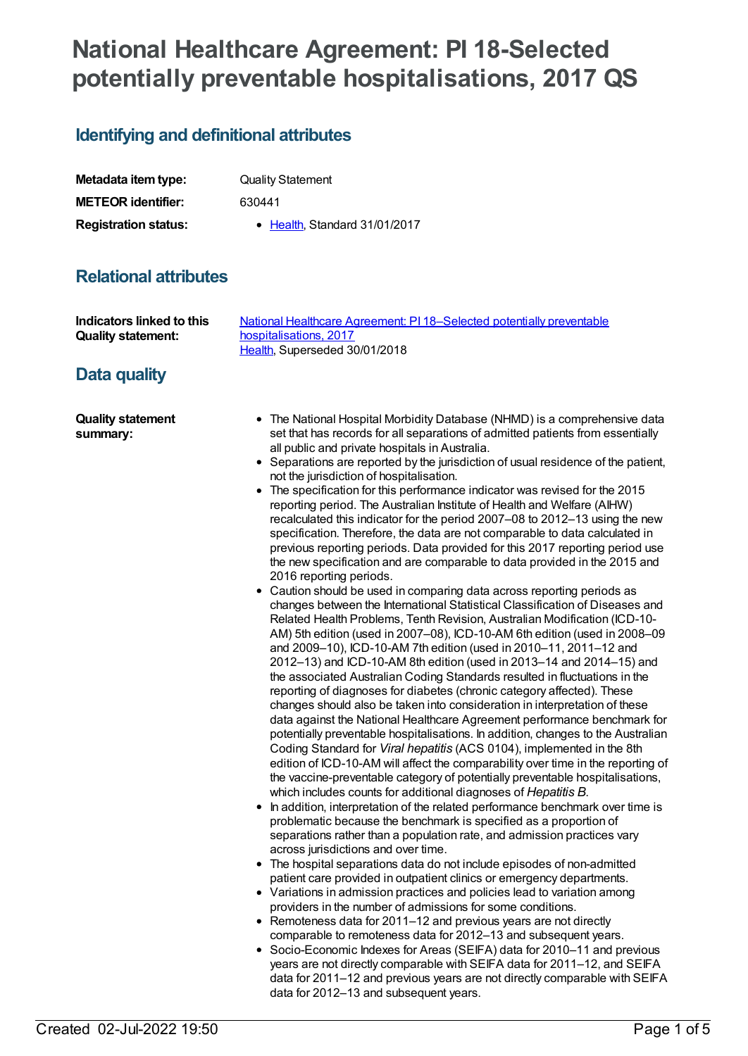# National Healthcare Agreement: PI 18-Selected potentially preventable hospitalisations, 2017 QS

## Identifying and definitional attributes

| | |
|---|---|
| **Metadata item type:** | Quality Statement |
| **METEOR identifier:** | 630441 |
| **Registration status:** | • Health, Standard 31/01/2017 |

## Relational attributes

| | |
|---|---|
| **Indicators linked to this Quality statement:** | National Healthcare Agreement: PI 18–Selected potentially preventable hospitalisations, 2017<br>Health, Superseded 30/01/2018 |

## Data quality

**Quality statement summary:**

- The National Hospital Morbidity Database (NHMD) is a comprehensive data set that has records for all separations of admitted patients from essentially all public and private hospitals in Australia.
- Separations are reported by the jurisdiction of usual residence of the patient, not the jurisdiction of hospitalisation.
- The specification for this performance indicator was revised for the 2015 reporting period. The Australian Institute of Health and Welfare (AIHW) recalculated this indicator for the period 2007–08 to 2012–13 using the new specification. Therefore, the data are not comparable to data calculated in previous reporting periods. Data provided for this 2017 reporting period use the new specification and are comparable to data provided in the 2015 and 2016 reporting periods.
- Caution should be used in comparing data across reporting periods as changes between the International Statistical Classification of Diseases and Related Health Problems, Tenth Revision, Australian Modification (ICD-10-AM) 5th edition (used in 2007–08), ICD-10-AM 6th edition (used in 2008–09 and 2009–10), ICD-10-AM 7th edition (used in 2010–11, 2011–12 and 2012–13) and ICD-10-AM 8th edition (used in 2013–14 and 2014–15) and the associated Australian Coding Standards resulted in fluctuations in the reporting of diagnoses for diabetes (chronic category affected). These changes should also be taken into consideration in interpretation of these data against the National Healthcare Agreement performance benchmark for potentially preventable hospitalisations. In addition, changes to the Australian Coding Standard for *Viral hepatitis* (ACS 0104), implemented in the 8th edition of ICD-10-AM will affect the comparability over time in the reporting of the vaccine-preventable category of potentially preventable hospitalisations, which includes counts for additional diagnoses of *Hepatitis B*.
- In addition, interpretation of the related performance benchmark over time is problematic because the benchmark is specified as a proportion of separations rather than a population rate, and admission practices vary across jurisdictions and over time.
- The hospital separations data do not include episodes of non-admitted patient care provided in outpatient clinics or emergency departments.
- Variations in admission practices and policies lead to variation among providers in the number of admissions for some conditions.
- Remoteness data for 2011–12 and previous years are not directly comparable to remoteness data for 2012–13 and subsequent years.
- Socio-Economic Indexes for Areas (SEIFA) data for 2010–11 and previous years are not directly comparable with SEIFA data for 2011–12, and SEIFA data for 2011–12 and previous years are not directly comparable with SEIFA data for 2012–13 and subsequent years.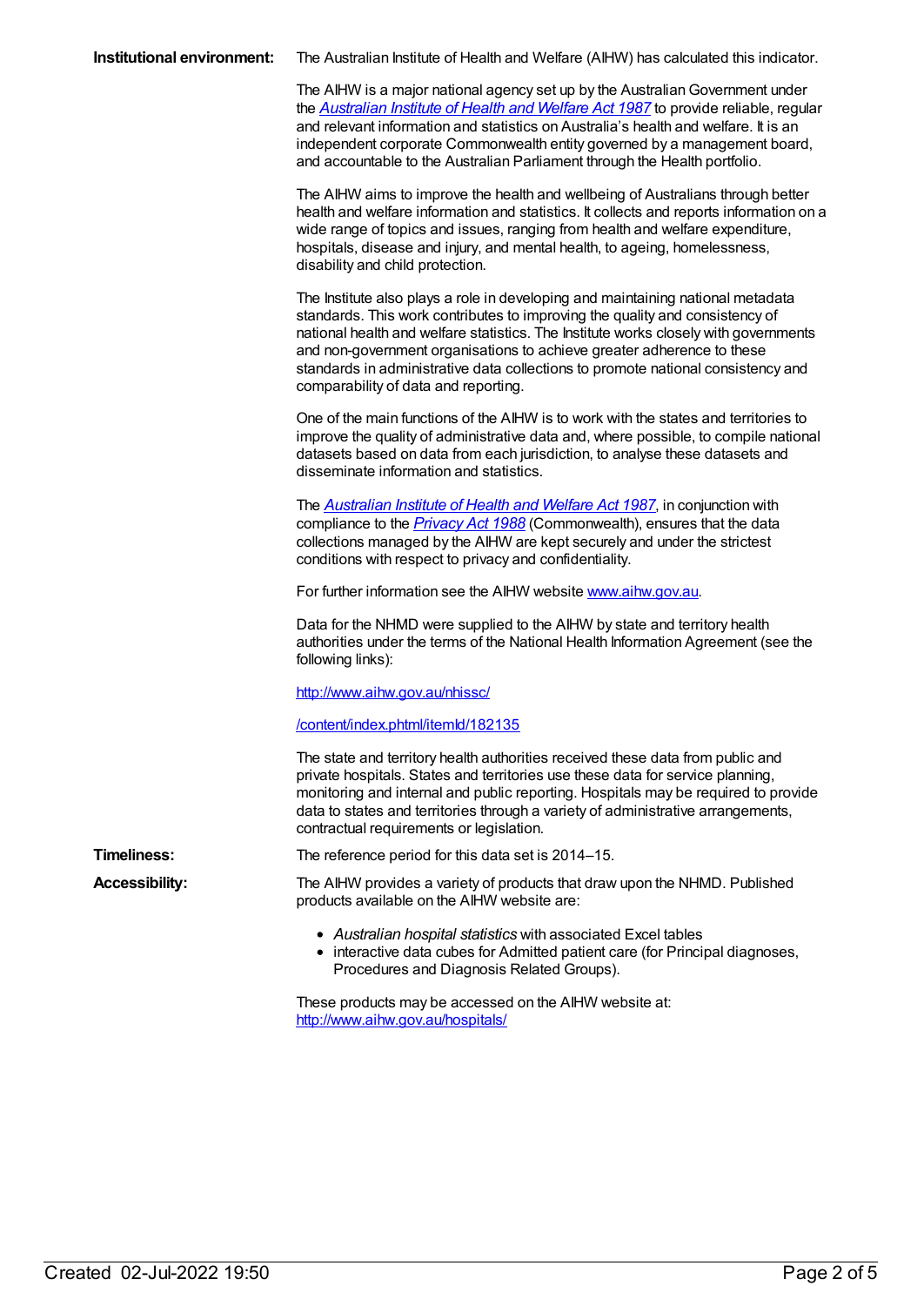**Institutional environment:**

The Australian Institute of Health and Welfare (AIHW) has calculated this indicator.

The AIHW is a major national agency set up by the Australian Government under the *[Australian Institute of Health and Welfare Act 1987](#)* to provide reliable, regular and relevant information and statistics on Australia's health and welfare. It is an independent corporate Commonwealth entity governed by a management board, and accountable to the Australian Parliament through the Health portfolio.

The AIHW aims to improve the health and wellbeing of Australians through better health and welfare information and statistics. It collects and reports information on a wide range of topics and issues, ranging from health and welfare expenditure, hospitals, disease and injury, and mental health, to ageing, homelessness, disability and child protection.

The Institute also plays a role in developing and maintaining national metadata standards. This work contributes to improving the quality and consistency of national health and welfare statistics. The Institute works closely with governments and non-government organisations to achieve greater adherence to these standards in administrative data collections to promote national consistency and comparability of data and reporting.

One of the main functions of the AIHW is to work with the states and territories to improve the quality of administrative data and, where possible, to compile national datasets based on data from each jurisdiction, to analyse these datasets and disseminate information and statistics.

The *[Australian Institute of Health and Welfare Act 1987](#)*, in conjunction with compliance to the *[Privacy Act 1988](#)* (Commonwealth), ensures that the data collections managed by the AIHW are kept securely and under the strictest conditions with respect to privacy and confidentiality.

For further information see the AIHW website [www.aihw.gov.au](http://www.aihw.gov.au).

Data for the NHMD were supplied to the AIHW by state and territory health authorities under the terms of the National Health Information Agreement (see the following links):

[http://www.aihw.gov.au/nhissc/](http://www.aihw.gov.au/nhissc/)

[/content/index.phtml/itemId/182135](/content/index.phtml/itemId/182135)

The state and territory health authorities received these data from public and private hospitals. States and territories use these data for service planning, monitoring and internal and public reporting. Hospitals may be required to provide data to states and territories through a variety of administrative arrangements, contractual requirements or legislation.

**Timeliness:**

The reference period for this data set is 2014–15.

**Accessibility:**

The AIHW provides a variety of products that draw upon the NHMD. Published products available on the AIHW website are:

- *Australian hospital statistics* with associated Excel tables
- interactive data cubes for Admitted patient care (for Principal diagnoses, Procedures and Diagnosis Related Groups).

These products may be accessed on the AIHW website at: [http://www.aihw.gov.au/hospitals/](http://www.aihw.gov.au/hospitals/)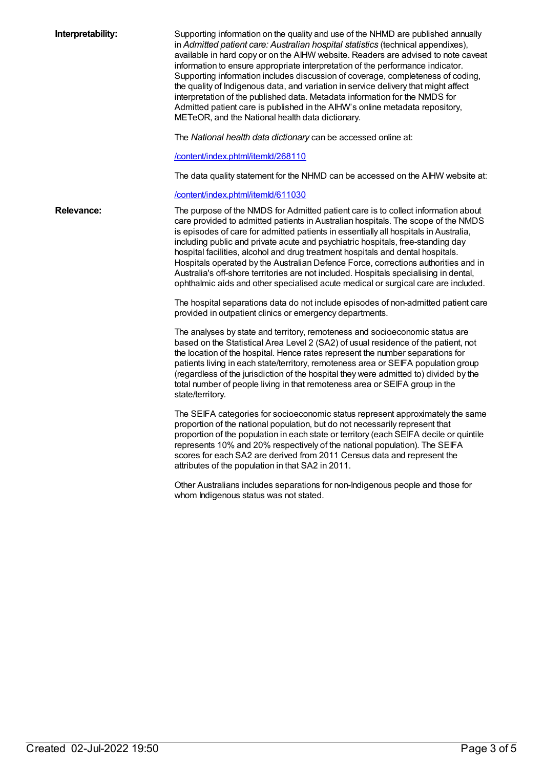**Interpretability:**

Supporting information on the quality and use of the NHMD are published annually in *Admitted patient care: Australian hospital statistics* (technical appendixes), available in hard copy or on the AIHW website. Readers are advised to note caveat information to ensure appropriate interpretation of the performance indicator. Supporting information includes discussion of coverage, completeness of coding, the quality of Indigenous data, and variation in service delivery that might affect interpretation of the published data. Metadata information for the NMDS for Admitted patient care is published in the AIHW's online metadata repository, METeOR, and the National health data dictionary.

The *National health data dictionary* can be accessed online at:

[/content/index.phtml/itemId/268110](/content/index.phtml/itemId/268110)

The data quality statement for the NHMD can be accessed on the AIHW website at:

[/content/index.phtml/itemId/611030](/content/index.phtml/itemId/611030)

**Relevance:**

The purpose of the NMDS for Admitted patient care is to collect information about care provided to admitted patients in Australian hospitals. The scope of the NMDS is episodes of care for admitted patients in essentially all hospitals in Australia, including public and private acute and psychiatric hospitals, free-standing day hospital facilities, alcohol and drug treatment hospitals and dental hospitals. Hospitals operated by the Australian Defence Force, corrections authorities and in Australia's off-shore territories are not included. Hospitals specialising in dental, ophthalmic aids and other specialised acute medical or surgical care are included.

The hospital separations data do not include episodes of non-admitted patient care provided in outpatient clinics or emergency departments.

The analyses by state and territory, remoteness and socioeconomic status are based on the Statistical Area Level 2 (SA2) of usual residence of the patient, not the location of the hospital. Hence rates represent the number separations for patients living in each state/territory, remoteness area or SEIFA population group (regardless of the jurisdiction of the hospital they were admitted to) divided by the total number of people living in that remoteness area or SEIFA group in the state/territory.

The SEIFA categories for socioeconomic status represent approximately the same proportion of the national population, but do not necessarily represent that proportion of the population in each state or territory (each SEIFA decile or quintile represents 10% and 20% respectively of the national population). The SEIFA scores for each SA2 are derived from 2011 Census data and represent the attributes of the population in that SA2 in 2011.

Other Australians includes separations for non-Indigenous people and those for whom Indigenous status was not stated.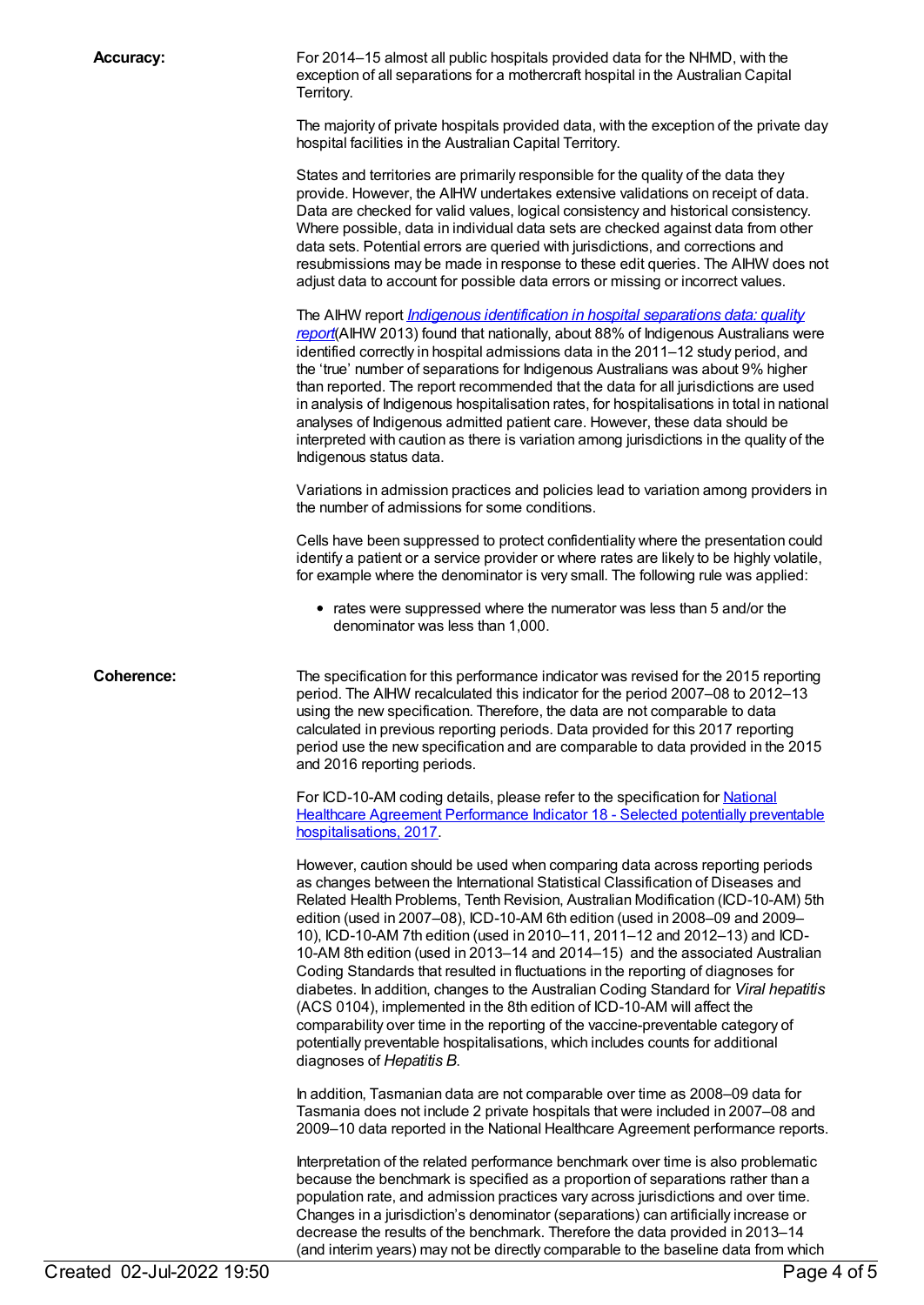**Accuracy:**

For 2014–15 almost all public hospitals provided data for the NHMD, with the exception of all separations for a mothercraft hospital in the Australian Capital Territory.

The majority of private hospitals provided data, with the exception of the private day hospital facilities in the Australian Capital Territory.

States and territories are primarily responsible for the quality of the data they provide. However, the AIHW undertakes extensive validations on receipt of data. Data are checked for valid values, logical consistency and historical consistency. Where possible, data in individual data sets are checked against data from other data sets. Potential errors are queried with jurisdictions, and corrections and resubmissions may be made in response to these edit queries. The AIHW does not adjust data to account for possible data errors or missing or incorrect values.

The AIHW report *Indigenous identification in hospital separations data: quality report*(AIHW 2013) found that nationally, about 88% of Indigenous Australians were identified correctly in hospital admissions data in the 2011–12 study period, and the 'true' number of separations for Indigenous Australians was about 9% higher than reported. The report recommended that the data for all jurisdictions are used in analysis of Indigenous hospitalisation rates, for hospitalisations in total in national analyses of Indigenous admitted patient care. However, these data should be interpreted with caution as there is variation among jurisdictions in the quality of the Indigenous status data.

Variations in admission practices and policies lead to variation among providers in the number of admissions for some conditions.

Cells have been suppressed to protect confidentiality where the presentation could identify a patient or a service provider or where rates are likely to be highly volatile, for example where the denominator is very small. The following rule was applied:

- rates were suppressed where the numerator was less than 5 and/or the denominator was less than 1,000.

**Coherence:**

The specification for this performance indicator was revised for the 2015 reporting period. The AIHW recalculated this indicator for the period 2007–08 to 2012–13 using the new specification. Therefore, the data are not comparable to data calculated in previous reporting periods. Data provided for this 2017 reporting period use the new specification and are comparable to data provided in the 2015 and 2016 reporting periods.

For ICD-10-AM coding details, please refer to the specification for National Healthcare Agreement Performance Indicator 18 - Selected potentially preventable hospitalisations, 2017.

However, caution should be used when comparing data across reporting periods as changes between the International Statistical Classification of Diseases and Related Health Problems, Tenth Revision, Australian Modification (ICD-10-AM) 5th edition (used in 2007–08), ICD-10-AM 6th edition (used in 2008–09 and 2009–10), ICD-10-AM 7th edition (used in 2010–11, 2011–12 and 2012–13) and ICD-10-AM 8th edition (used in 2013–14 and 2014–15) and the associated Australian Coding Standards that resulted in fluctuations in the reporting of diagnoses for diabetes. In addition, changes to the Australian Coding Standard for *Viral hepatitis* (ACS 0104), implemented in the 8th edition of ICD-10-AM will affect the comparability over time in the reporting of the vaccine-preventable category of potentially preventable hospitalisations, which includes counts for additional diagnoses of *Hepatitis B*.

In addition, Tasmanian data are not comparable over time as 2008–09 data for Tasmania does not include 2 private hospitals that were included in 2007–08 and 2009–10 data reported in the National Healthcare Agreement performance reports.

Interpretation of the related performance benchmark over time is also problematic because the benchmark is specified as a proportion of separations rather than a population rate, and admission practices vary across jurisdictions and over time. Changes in a jurisdiction's denominator (separations) can artificially increase or decrease the results of the benchmark. Therefore the data provided in 2013–14 (and interim years) may not be directly comparable to the baseline data from which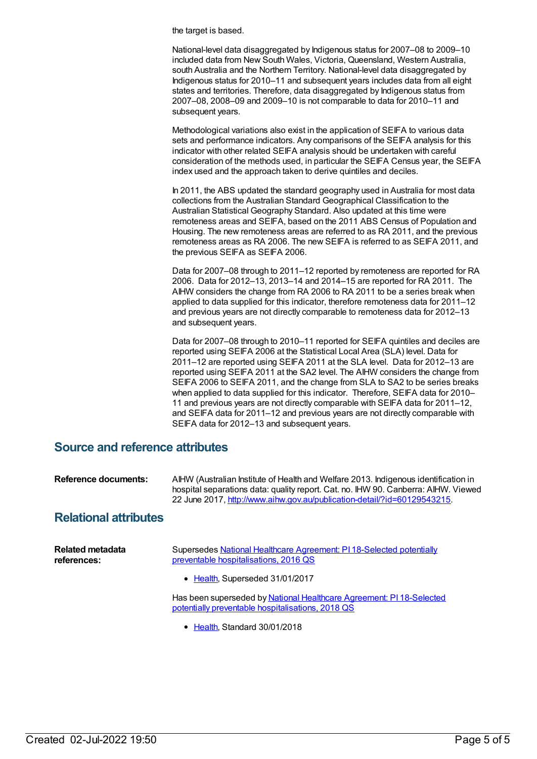the target is based.

National-level data disaggregated by Indigenous status for 2007–08 to 2009–10 included data from New South Wales, Victoria, Queensland, Western Australia, south Australia and the Northern Territory. National-level data disaggregated by Indigenous status for 2010–11 and subsequent years includes data from all eight states and territories. Therefore, data disaggregated by Indigenous status from 2007–08, 2008–09 and 2009–10 is not comparable to data for 2010–11 and subsequent years.

Methodological variations also exist in the application of SEIFA to various data sets and performance indicators. Any comparisons of the SEIFA analysis for this indicator with other related SEIFA analysis should be undertaken with careful consideration of the methods used, in particular the SEIFA Census year, the SEIFA index used and the approach taken to derive quintiles and deciles.

In 2011, the ABS updated the standard geography used in Australia for most data collections from the Australian Standard Geographical Classification to the Australian Statistical Geography Standard. Also updated at this time were remoteness areas and SEIFA, based on the 2011 ABS Census of Population and Housing. The new remoteness areas are referred to as RA 2011, and the previous remoteness areas as RA 2006. The new SEIFA is referred to as SEIFA 2011, and the previous SEIFA as SEIFA 2006.

Data for 2007–08 through to 2011–12 reported by remoteness are reported for RA 2006. Data for 2012–13, 2013–14 and 2014–15 are reported for RA 2011. The AIHW considers the change from RA 2006 to RA 2011 to be a series break when applied to data supplied for this indicator, therefore remoteness data for 2011–12 and previous years are not directly comparable to remoteness data for 2012–13 and subsequent years.

Data for 2007–08 through to 2010–11 reported for SEIFA quintiles and deciles are reported using SEIFA 2006 at the Statistical Local Area (SLA) level. Data for 2011–12 are reported using SEIFA 2011 at the SLA level. Data for 2012–13 are reported using SEIFA 2011 at the SA2 level. The AIHW considers the change from SEIFA 2006 to SEIFA 2011, and the change from SLA to SA2 to be series breaks when applied to data supplied for this indicator. Therefore, SEIFA data for 2010–11 and previous years are not directly comparable with SEIFA data for 2011–12, and SEIFA data for 2011–12 and previous years are not directly comparable with SEIFA data for 2012–13 and subsequent years.

## Source and reference attributes

**Reference documents:** AIHW (Australian Institute of Health and Welfare 2013. Indigenous identification in hospital separations data: quality report. Cat. no. IHW 90. Canberra: AIHW. Viewed 22 June 2017, http://www.aihw.gov.au/publication-detail/?id=60129543215.

## Relational attributes

**Related metadata references:**

Supersedes National Healthcare Agreement: PI 18-Selected potentially preventable hospitalisations, 2016 QS

- Health, Superseded 31/01/2017

Has been superseded by National Healthcare Agreement: PI 18-Selected potentially preventable hospitalisations, 2018 QS

- Health, Standard 30/01/2018